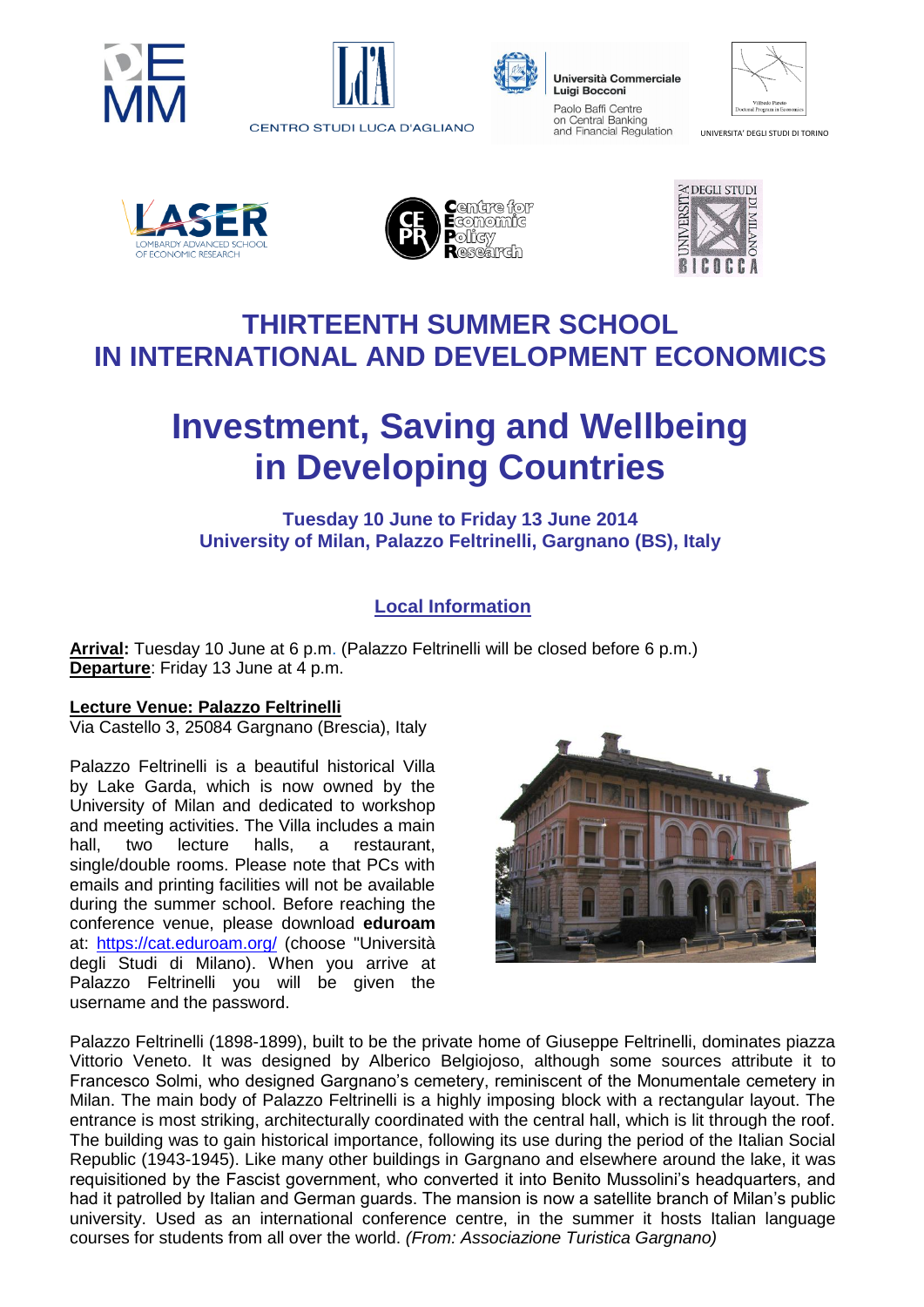# THIRTEENTH SUMMER SCHOOL IN INTERNATIONAL AND DEVELOPMENT ECONOMICS

# Investment, Saving and Wellbeing in Developing Countries

**Tuesday 10 June to Friday 13 June 2014**
**University of Milan, Palazzo Feltrinelli, Gargnano (BS), Italy**

## Local Information

**Arrival:** Tuesday 10 June at 6 p.m. (Palazzo Feltrinelli will be closed before 6 p.m.)
**Departure**: Friday 13 June at 4 p.m.

**Lecture Venue: Palazzo Feltrinelli**
Via Castello 3, 25084 Gargnano (Brescia), Italy

Palazzo Feltrinelli is a beautiful historical Villa by Lake Garda, which is now owned by the University of Milan and dedicated to workshop and meeting activities. The Villa includes a main hall, two lecture halls, a restaurant, single/double rooms. Please note that PCs with emails and printing facilities will not be available during the summer school. Before reaching the conference venue, please download **eduroam** at: https://cat.eduroam.org/ (choose "Università degli Studi di Milano). When you arrive at Palazzo Feltrinelli you will be given the username and the password.

Palazzo Feltrinelli (1898-1899), built to be the private home of Giuseppe Feltrinelli, dominates piazza Vittorio Veneto. It was designed by Alberico Belgiojoso, although some sources attribute it to Francesco Solmi, who designed Gargnano's cemetery, reminiscent of the Monumentale cemetery in Milan. The main body of Palazzo Feltrinelli is a highly imposing block with a rectangular layout. The entrance is most striking, architecturally coordinated with the central hall, which is lit through the roof. The building was to gain historical importance, following its use during the period of the Italian Social Republic (1943-1945). Like many other buildings in Gargnano and elsewhere around the lake, it was requisitioned by the Fascist government, who converted it into Benito Mussolini's headquarters, and had it patrolled by Italian and German guards. The mansion is now a satellite branch of Milan's public university. Used as an international conference centre, in the summer it hosts Italian language courses for students from all over the world. *(From: Associazione Turistica Gargnano)*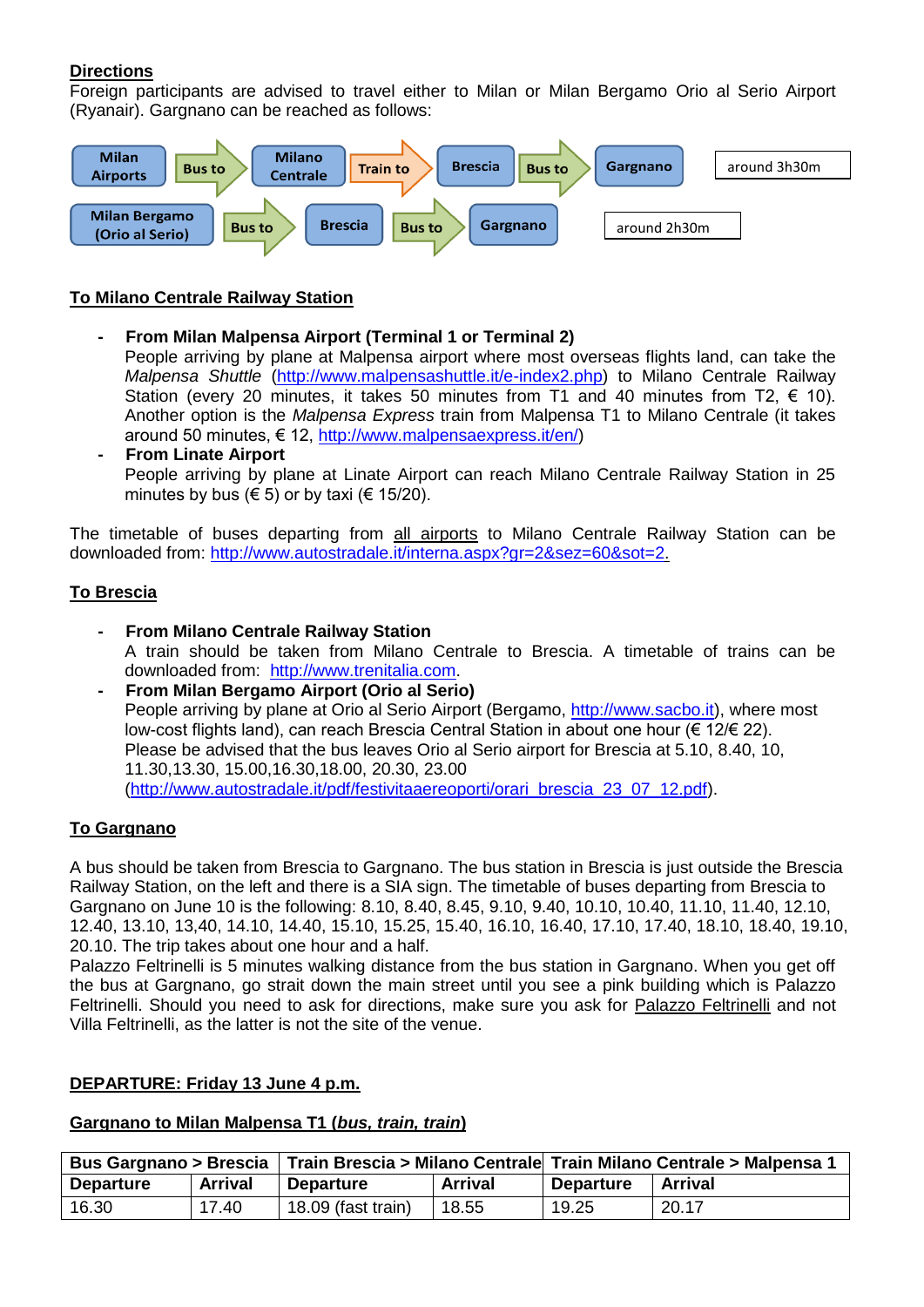## Directions

Foreign participants are advised to travel either to Milan or Milan Bergamo Orio al Serio Airport (Ryanair). Gargnano can be reached as follows:

Milan Airports → Bus to → Milano Centrale → Train to → Brescia → Bus to → Gargnano — around 3h30m

Milan Bergamo (Orio al Serio) → Bus to → Brescia → Bus to → Gargnano — around 2h30m

### To Milano Centrale Railway Station

- **From Milan Malpensa Airport (Terminal 1 or Terminal 2)**
  People arriving by plane at Malpensa airport where most overseas flights land, can take the *Malpensa Shuttle* (http://www.malpensashuttle.it/e-index2.php) to Milano Centrale Railway Station (every 20 minutes, it takes 50 minutes from T1 and 40 minutes from T2, € 10). Another option is the *Malpensa Express* train from Malpensa T1 to Milano Centrale (it takes around 50 minutes, € 12, http://www.malpensaexpress.it/en/)
- **From Linate Airport**
  People arriving by plane at Linate Airport can reach Milano Centrale Railway Station in 25 minutes by bus (€ 5) or by taxi (€ 15/20).

The timetable of buses departing from all airports to Milano Centrale Railway Station can be downloaded from: http://www.autostradale.it/interna.aspx?gr=2&sez=60&sot=2.

### To Brescia

- **From Milano Centrale Railway Station**
  A train should be taken from Milano Centrale to Brescia. A timetable of trains can be downloaded from: http://www.trenitalia.com.
- **From Milan Bergamo Airport (Orio al Serio)**
  People arriving by plane at Orio al Serio Airport (Bergamo, http://www.sacbo.it), where most low-cost flights land), can reach Brescia Central Station in about one hour (€ 12/€ 22). Please be advised that the bus leaves Orio al Serio airport for Brescia at 5.10, 8.40, 10, 11.30,13.30, 15.00,16.30,18.00, 20.30, 23.00 (http://www.autostradale.it/pdf/festivitaaereoporti/orari_brescia_23_07_12.pdf).

### To Gargnano

A bus should be taken from Brescia to Gargnano. The bus station in Brescia is just outside the Brescia Railway Station, on the left and there is a SIA sign. The timetable of buses departing from Brescia to Gargnano on June 10 is the following: 8.10, 8.40, 8.45, 9.10, 9.40, 10.10, 10.40, 11.10, 11.40, 12.10, 12.40, 13.10, 13,40, 14.10, 14.40, 15.10, 15.25, 15.40, 16.10, 16.40, 17.10, 17.40, 18.10, 18.40, 19.10, 20.10. The trip takes about one hour and a half.
Palazzo Feltrinelli is 5 minutes walking distance from the bus station in Gargnano. When you get off the bus at Gargnano, go strait down the main street until you see a pink building which is Palazzo Feltrinelli. Should you need to ask for directions, make sure you ask for Palazzo Feltrinelli and not Villa Feltrinelli, as the latter is not the site of the venue.

### DEPARTURE: Friday 13 June 4 p.m.

### Gargnano to Milan Malpensa T1 (*bus, train, train*)

| Bus Gargnano > Brescia | | Train Brescia > Milano Centrale | | Train Milano Centrale > Malpensa 1 | |
|---|---|---|---|---|---|
| **Departure** | **Arrival** | **Departure** | **Arrival** | **Departure** | **Arrival** |
| 16.30 | 17.40 | 18.09 (fast train) | 18.55 | 19.25 | 20.17 |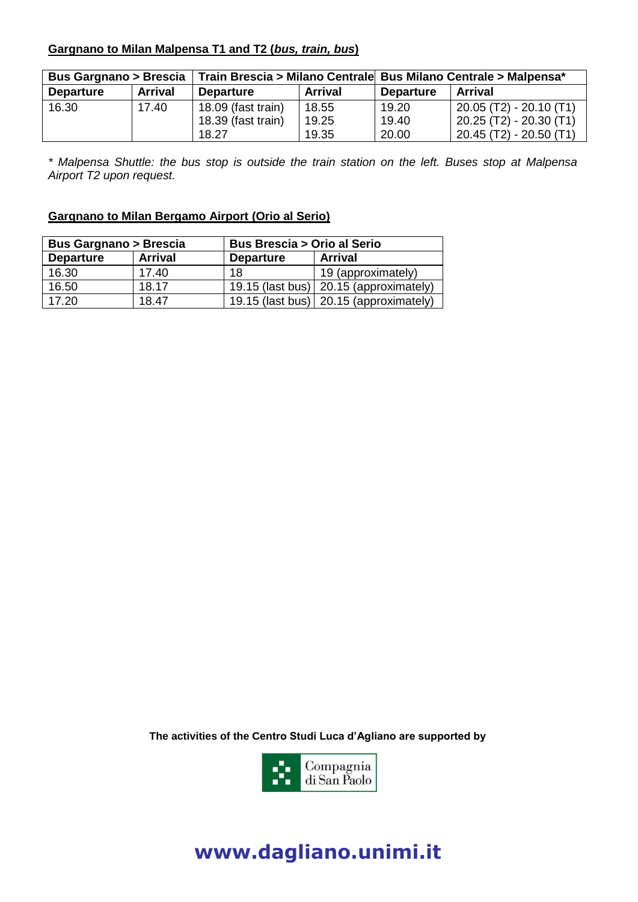**<u>Gargnano to Milan Malpensa T1 and T2 (*bus, train, bus*)</u>**

| Bus Gargnano > Brescia | | Train Brescia > Milano Centrale | | Bus Milano Centrale > Malpensa* | |
|---|---|---|---|---|---|
| **Departure** | **Arrival** | **Departure** | **Arrival** | **Departure** | **Arrival** |
| 16.30 | 17.40 | 18.09 (fast train)<br>18.39 (fast train)<br>18.27 | 18.55<br>19.25<br>19.35 | 19.20<br>19.40<br>20.00 | 20.05 (T2) - 20.10 (T1)<br>20.25 (T2) - 20.30 (T1)<br>20.45 (T2) - 20.50 (T1) |

*\* Malpensa Shuttle: the bus stop is outside the train station on the left. Buses stop at Malpensa Airport T2 upon request.*

**<u>Gargnano to Milan Bergamo Airport (Orio al Serio)</u>**

| Bus Gargnano > Brescia | | Bus Brescia > Orio al Serio | |
|---|---|---|---|
| **Departure** | **Arrival** | **Departure** | **Arrival** |
| 16.30 | 17.40 | 18 | 19 (approximately) |
| 16.50 | 18.17 | 19.15 (last bus) | 20.15 (approximately) |
| 17.20 | 18.47 | 19.15 (last bus) | 20.15 (approximately) |

**The activities of the Centro Studi Luca d'Agliano are supported by**

Compagnia di San Paolo

**www.dagliano.unimi.it**